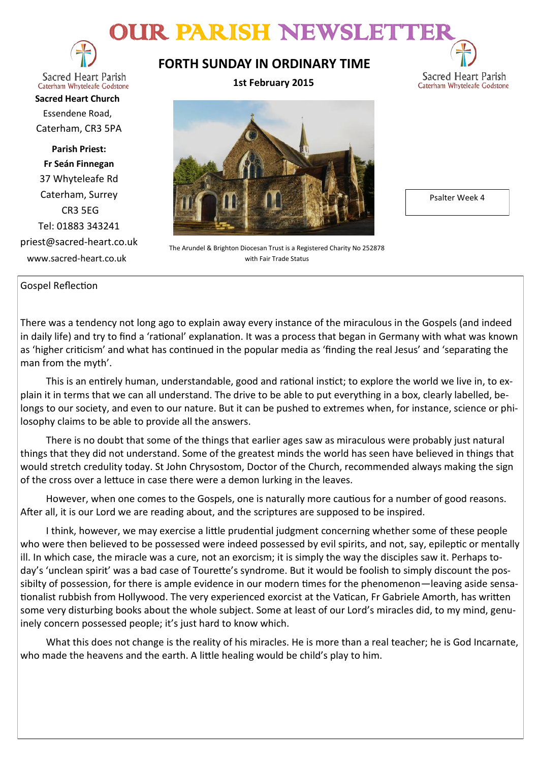# OUR PARISH NEWSLETTER

Sacred Heart Parish
Caterham Whyteleafe Godstone

**Sacred Heart Church**
Essendene Road,
Caterham, CR3 5PA

**Parish Priest:**
**Fr Seán Finnegan**
37 Whyteleafe Rd
Caterham, Surrey
CR3 5EG
Tel: 01883 343241
priest@sacred-heart.co.uk
www.sacred-heart.co.uk

## FORTH SUNDAY IN ORDINARY TIME

**1st February 2015**

The Arundel & Brighton Diocesan Trust is a Registered Charity No 252878 with Fair Trade Status

Psalter Week 4

### Gospel Reflection

There was a tendency not long ago to explain away every instance of the miraculous in the Gospels (and indeed in daily life) and try to find a 'rational' explanation. It was a process that began in Germany with what was known as 'higher criticism' and what has continued in the popular media as 'finding the real Jesus' and 'separating the man from the myth'.

This is an entirely human, understandable, good and rational instict; to explore the world we live in, to explain it in terms that we can all understand. The drive to be able to put everything in a box, clearly labelled, belongs to our society, and even to our nature. But it can be pushed to extremes when, for instance, science or philosophy claims to be able to provide all the answers.

There is no doubt that some of the things that earlier ages saw as miraculous were probably just natural things that they did not understand. Some of the greatest minds the world has seen have believed in things that would stretch credulity today. St John Chrysostom, Doctor of the Church, recommended always making the sign of the cross over a lettuce in case there were a demon lurking in the leaves.

However, when one comes to the Gospels, one is naturally more cautious for a number of good reasons. After all, it is our Lord we are reading about, and the scriptures are supposed to be inspired.

I think, however, we may exercise a little prudential judgment concerning whether some of these people who were then believed to be possessed were indeed possessed by evil spirits, and not, say, epileptic or mentally ill. In which case, the miracle was a cure, not an exorcism; it is simply the way the disciples saw it. Perhaps today's 'unclean spirit' was a bad case of Tourette's syndrome. But it would be foolish to simply discount the possibilty of possession, for there is ample evidence in our modern times for the phenomenon—leaving aside sensationalist rubbish from Hollywood. The very experienced exorcist at the Vatican, Fr Gabriele Amorth, has written some very disturbing books about the whole subject. Some at least of our Lord's miracles did, to my mind, genuinely concern possessed people; it's just hard to know which.

What this does not change is the reality of his miracles. He is more than a real teacher; he is God Incarnate, who made the heavens and the earth. A little healing would be child's play to him.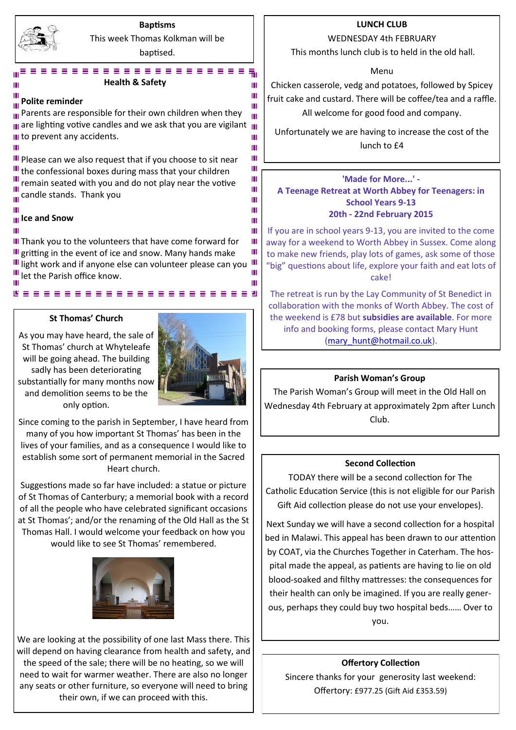## Baptisms

This week Thomas Kolkman will be baptised.

## Health & Safety

**Polite reminder**

Parents are responsible for their own children when they are lighting votive candles and we ask that you are vigilant to prevent any accidents.

Please can we also request that if you choose to sit near the confessional boxes during mass that your children remain seated with you and do not play near the votive candle stands. Thank you

**Ice and Snow**

Thank you to the volunteers that have come forward for gritting in the event of ice and snow. Many hands make light work and if anyone else can volunteer please can you let the Parish office know.

## St Thomas' Church

As you may have heard, the sale of St Thomas' church at Whyteleafe will be going ahead. The building sadly has been deteriorating substantially for many months now and demolition seems to be the only option.

Since coming to the parish in September, I have heard from many of you how important St Thomas' has been in the lives of your families, and as a consequence I would like to establish some sort of permanent memorial in the Sacred Heart church.

Suggestions made so far have included: a statue or picture of St Thomas of Canterbury; a memorial book with a record of all the people who have celebrated significant occasions at St Thomas'; and/or the renaming of the Old Hall as the St Thomas Hall. I would welcome your feedback on how you would like to see St Thomas' remembered.

We are looking at the possibility of one last Mass there. This will depend on having clearance from health and safety, and the speed of the sale; there will be no heating, so we will need to wait for warmer weather. There are also no longer any seats or other furniture, so everyone will need to bring their own, if we can proceed with this.

## LUNCH CLUB

WEDNESDAY 4th FEBRUARY

This months lunch club is to held in the old hall.

Menu

Chicken casserole, vedg and potatoes, followed by Spicey fruit cake and custard. There will be coffee/tea and a raffle. All welcome for good food and company.

Unfortunately we are having to increase the cost of the lunch to £4

## 'Made for More...' - A Teenage Retreat at Worth Abbey for Teenagers: in School Years 9-13 20th - 22nd February 2015

If you are in school years 9-13, you are invited to the come away for a weekend to Worth Abbey in Sussex. Come along to make new friends, play lots of games, ask some of those "big" questions about life, explore your faith and eat lots of cake!

The retreat is run by the Lay Community of St Benedict in collaboration with the monks of Worth Abbey. The cost of the weekend is £78 but **subsidies are available**. For more info and booking forms, please contact Mary Hunt (mary_hunt@hotmail.co.uk).

## Parish Woman's Group

The Parish Woman's Group will meet in the Old Hall on Wednesday 4th February at approximately 2pm after Lunch Club.

## Second Collection

TODAY there will be a second collection for The Catholic Education Service (this is not eligible for our Parish Gift Aid collection please do not use your envelopes).

Next Sunday we will have a second collection for a hospital bed in Malawi. This appeal has been drawn to our attention by COAT, via the Churches Together in Caterham. The hospital made the appeal, as patients are having to lie on old blood-soaked and filthy mattresses: the consequences for their health can only be imagined. If you are really generous, perhaps they could buy two hospital beds…… Over to you.

## Offertory Collection

Sincere thanks for your generosity last weekend:
Offertory: £977.25 (Gift Aid £353.59)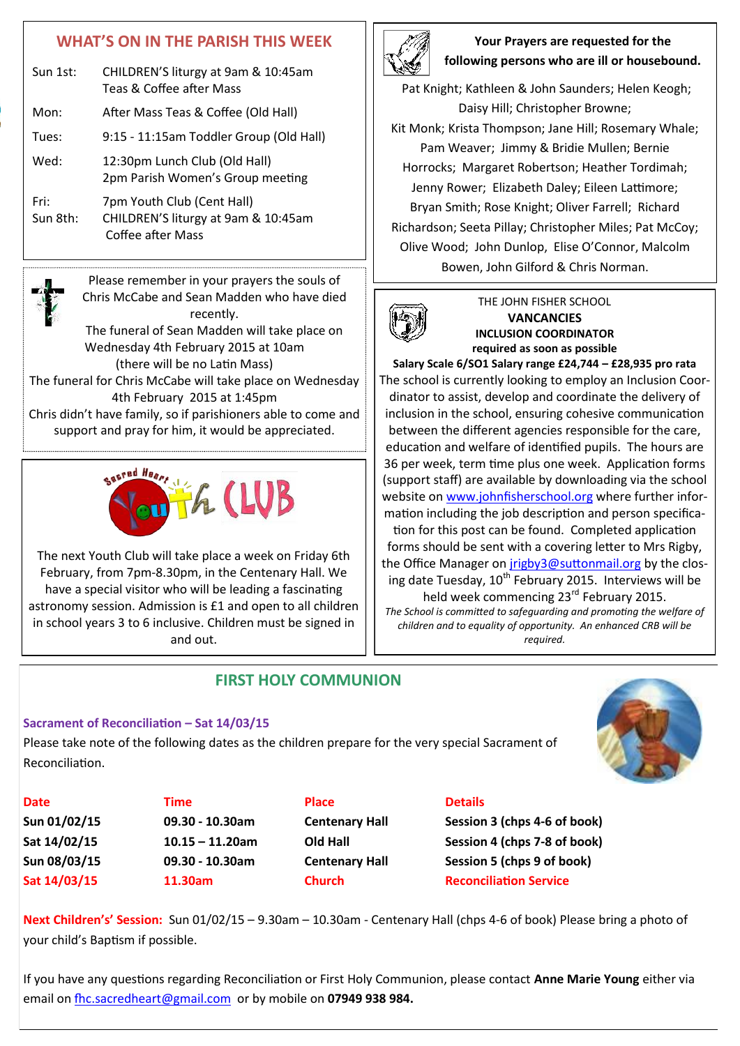## WHAT'S ON IN THE PARISH THIS WEEK

| | |
|---|---|
| Sun 1st: | CHILDREN'S liturgy at 9am & 10:45am<br>Teas & Coffee after Mass |
| Mon: | After Mass Teas & Coffee (Old Hall) |
| Tues: | 9:15 - 11:15am Toddler Group (Old Hall) |
| Wed: | 12:30pm Lunch Club (Old Hall)<br>2pm Parish Women's Group meeting |
| Fri: | 7pm Youth Club (Cent Hall) |
| Sun 8th: | CHILDREN'S liturgy at 9am & 10:45am<br>Coffee after Mass |

Please remember in your prayers the souls of Chris McCabe and Sean Madden who have died recently.
The funeral of Sean Madden will take place on Wednesday 4th February 2015 at 10am (there will be no Latin Mass)
The funeral for Chris McCabe will take place on Wednesday 4th February 2015 at 1:45pm
Chris didn't have family, so if parishioners able to come and support and pray for him, it would be appreciated.

### Sacred Heart Youth CLUB

The next Youth Club will take place a week on Friday 6th February, from 7pm-8.30pm, in the Centenary Hall. We have a special visitor who will be leading a fascinating astronomy session. Admission is £1 and open to all children in school years 3 to 6 inclusive. Children must be signed in and out.

**Your Prayers are requested for the following persons who are ill or housebound.**

Pat Knight; Kathleen & John Saunders; Helen Keogh; Daisy Hill; Christopher Browne; Kit Monk; Krista Thompson; Jane Hill; Rosemary Whale; Pam Weaver; Jimmy & Bridie Mullen; Bernie Horrocks; Margaret Robertson; Heather Tordimah; Jenny Rower; Elizabeth Daley; Eileen Lattimore; Bryan Smith; Rose Knight; Oliver Farrell; Richard Richardson; Seeta Pillay; Christopher Miles; Pat McCoy; Olive Wood; John Dunlop, Elise O'Connor, Malcolm Bowen, John Gilford & Chris Norman.

THE JOHN FISHER SCHOOL
**VANCANCIES**
**INCLUSION COORDINATOR**
**required as soon as possible**
**Salary Scale 6/SO1 Salary range £24,744 – £28,935 pro rata**

The school is currently looking to employ an Inclusion Coordinator to assist, develop and coordinate the delivery of inclusion in the school, ensuring cohesive communication between the different agencies responsible for the care, education and welfare of identified pupils. The hours are 36 per week, term time plus one week. Application forms (support staff) are available by downloading via the school website on www.johnfisherschool.org where further information including the job description and person specification for this post can be found. Completed application forms should be sent with a covering letter to Mrs Rigby, the Office Manager on jrigby3@suttonmail.org by the closing date Tuesday, 10th February 2015. Interviews will be held week commencing 23rd February 2015.

*The School is committed to safeguarding and promoting the welfare of children and to equality of opportunity. An enhanced CRB will be required.*

## FIRST HOLY COMMUNION

**Sacrament of Reconciliation – Sat 14/03/15**

Please take note of the following dates as the children prepare for the very special Sacrament of Reconciliation.

| Date | Time | Place | Details |
|---|---|---|---|
| **Sun 01/02/15** | **09.30 - 10.30am** | **Centenary Hall** | **Session 3 (chps 4-6 of book)** |
| **Sat 14/02/15** | **10.15 – 11.20am** | **Old Hall** | **Session 4 (chps 7-8 of book)** |
| **Sun 08/03/15** | **09.30 - 10.30am** | **Centenary Hall** | **Session 5 (chps 9 of book)** |
| **Sat 14/03/15** | **11.30am** | **Church** | **Reconciliation Service** |

**Next Children's' Session:** Sun 01/02/15 – 9.30am – 10.30am - Centenary Hall (chps 4-6 of book) Please bring a photo of your child's Baptism if possible.

If you have any questions regarding Reconciliation or First Holy Communion, please contact **Anne Marie Young** either via email on fhc.sacredheart@gmail.com or by mobile on **07949 938 984.**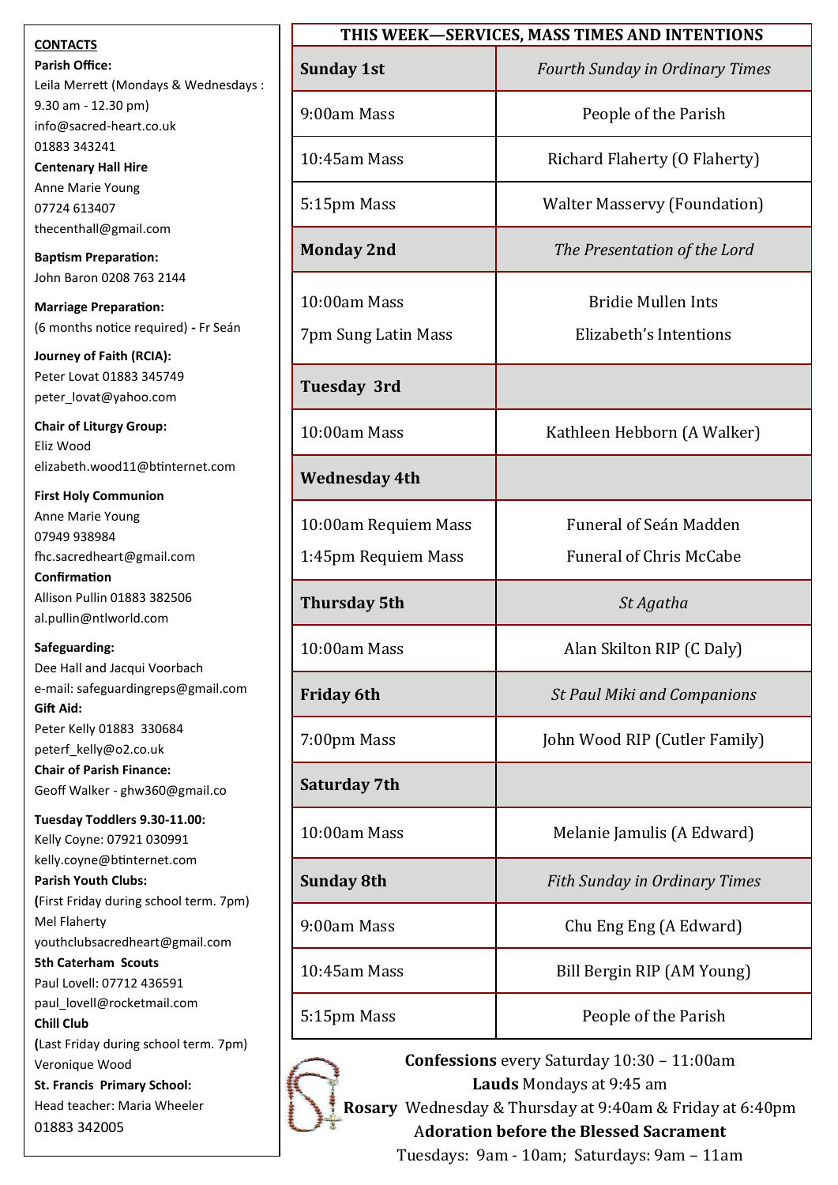**CONTACTS**

**Parish Office:**
Leila Merrett (Mondays & Wednesdays : 9.30 am - 12.30 pm)
info@sacred-heart.co.uk
01883 343241

**Centenary Hall Hire**
Anne Marie Young
07724 613407
thecenthall@gmail.com

**Baptism Preparation:**
John Baron 0208 763 2144

**Marriage Preparation:**
(6 months notice required) **-** Fr Seán

**Journey of Faith (RCIA):**
Peter Lovat 01883 345749
peter_lovat@yahoo.com

**Chair of Liturgy Group:**
Eliz Wood
elizabeth.wood11@btinternet.com

**First Holy Communion**
Anne Marie Young
07949 938984
fhc.sacredheart@gmail.com

**Confirmation**
Allison Pullin 01883 382506
al.pullin@ntlworld.com

**Safeguarding:**
Dee Hall and Jacqui Voorbach
e-mail: safeguardingreps@gmail.com

**Gift Aid:**
Peter Kelly 01883 330684
peterf_kelly@o2.co.uk

**Chair of Parish Finance:**
Geoff Walker - ghw360@gmail.co

**Tuesday Toddlers 9.30-11.00:**
Kelly Coyne: 07921 030991
kelly.coyne@btinternet.com

**Parish Youth Clubs:**
**(**First Friday during school term. 7pm)
Mel Flaherty
youthclubsacredheart@gmail.com

**5th Caterham Scouts**
Paul Lovell: 07712 436591
paul_lovell@rocketmail.com

**Chill Club**
**(**Last Friday during school term. 7pm)
Veronique Wood

**St. Francis Primary School:**
Head teacher: Maria Wheeler
01883 342005

## THIS WEEK—SERVICES, MASS TIMES AND INTENTIONS

| | |
|---|---|
| **Sunday 1st** | *Fourth Sunday in Ordinary Times* |
| 9:00am Mass | People of the Parish |
| 10:45am Mass | Richard Flaherty (O Flaherty) |
| 5:15pm Mass | Walter Masservy (Foundation) |
| **Monday 2nd** | *The Presentation of the Lord* |
| 10:00am Mass<br>7pm Sung Latin Mass | Bridie Mullen Ints<br>Elizabeth's Intentions |
| **Tuesday 3rd** | |
| 10:00am Mass | Kathleen Hebborn (A Walker) |
| **Wednesday 4th** | |
| 10:00am Requiem Mass<br>1:45pm Requiem Mass | Funeral of Seán Madden<br>Funeral of Chris McCabe |
| **Thursday 5th** | *St Agatha* |
| 10:00am Mass | Alan Skilton RIP (C Daly) |
| **Friday 6th** | *St Paul Miki and Companions* |
| 7:00pm Mass | John Wood RIP (Cutler Family) |
| **Saturday 7th** | |
| 10:00am Mass | Melanie Jamulis (A Edward) |
| **Sunday 8th** | *Fith Sunday in Ordinary Times* |
| 9:00am Mass | Chu Eng Eng (A Edward) |
| 10:45am Mass | Bill Bergin RIP (AM Young) |
| 5:15pm Mass | People of the Parish |

**Confessions** every Saturday 10:30 – 11:00am
**Lauds** Mondays at 9:45 am
**Rosary** Wednesday & Thursday at 9:40am & Friday at 6:40pm
**Adoration before the Blessed Sacrament**
Tuesdays: 9am - 10am; Saturdays: 9am – 11am